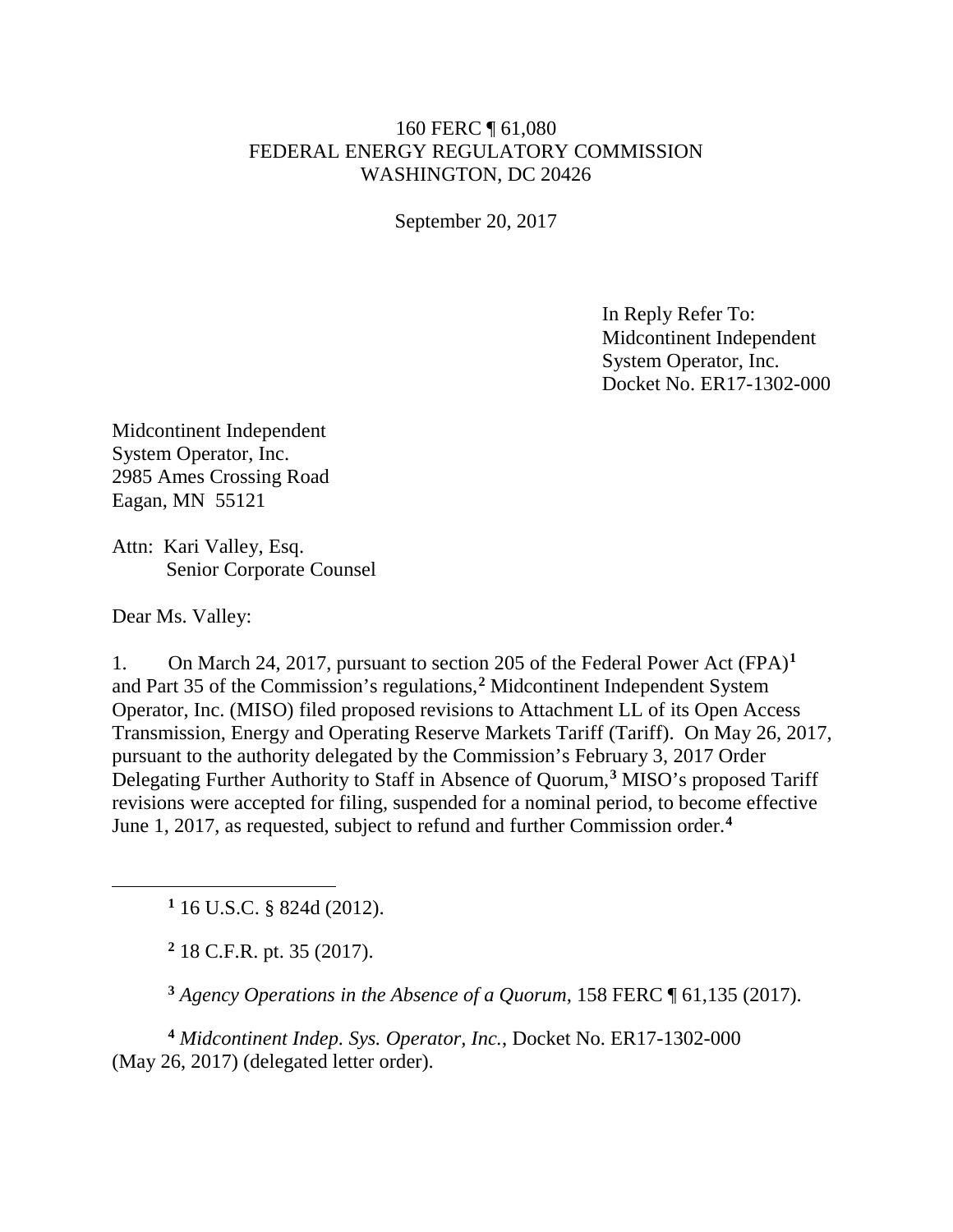160 FERC ¶ 61,080
FEDERAL ENERGY REGULATORY COMMISSION
WASHINGTON, DC 20426

September 20, 2017

In Reply Refer To:
Midcontinent Independent
System Operator, Inc.
Docket No. ER17-1302-000

Midcontinent Independent
System Operator, Inc.
2985 Ames Crossing Road
Eagan, MN 55121

Attn: Kari Valley, Esq.
Senior Corporate Counsel

Dear Ms. Valley:

1. On March 24, 2017, pursuant to section 205 of the Federal Power Act (FPA)[1] and Part 35 of the Commission's regulations,[2] Midcontinent Independent System Operator, Inc. (MISO) filed proposed revisions to Attachment LL of its Open Access Transmission, Energy and Operating Reserve Markets Tariff (Tariff). On May 26, 2017, pursuant to the authority delegated by the Commission's February 3, 2017 Order Delegating Further Authority to Staff in Absence of Quorum,[3] MISO's proposed Tariff revisions were accepted for filing, suspended for a nominal period, to become effective June 1, 2017, as requested, subject to refund and further Commission order.[4]

---

[1] 16 U.S.C. § 824d (2012).

[2] 18 C.F.R. pt. 35 (2017).

[3] *Agency Operations in the Absence of a Quorum*, 158 FERC ¶ 61,135 (2017).

[4] *Midcontinent Indep. Sys. Operator, Inc.*, Docket No. ER17-1302-000 (May 26, 2017) (delegated letter order).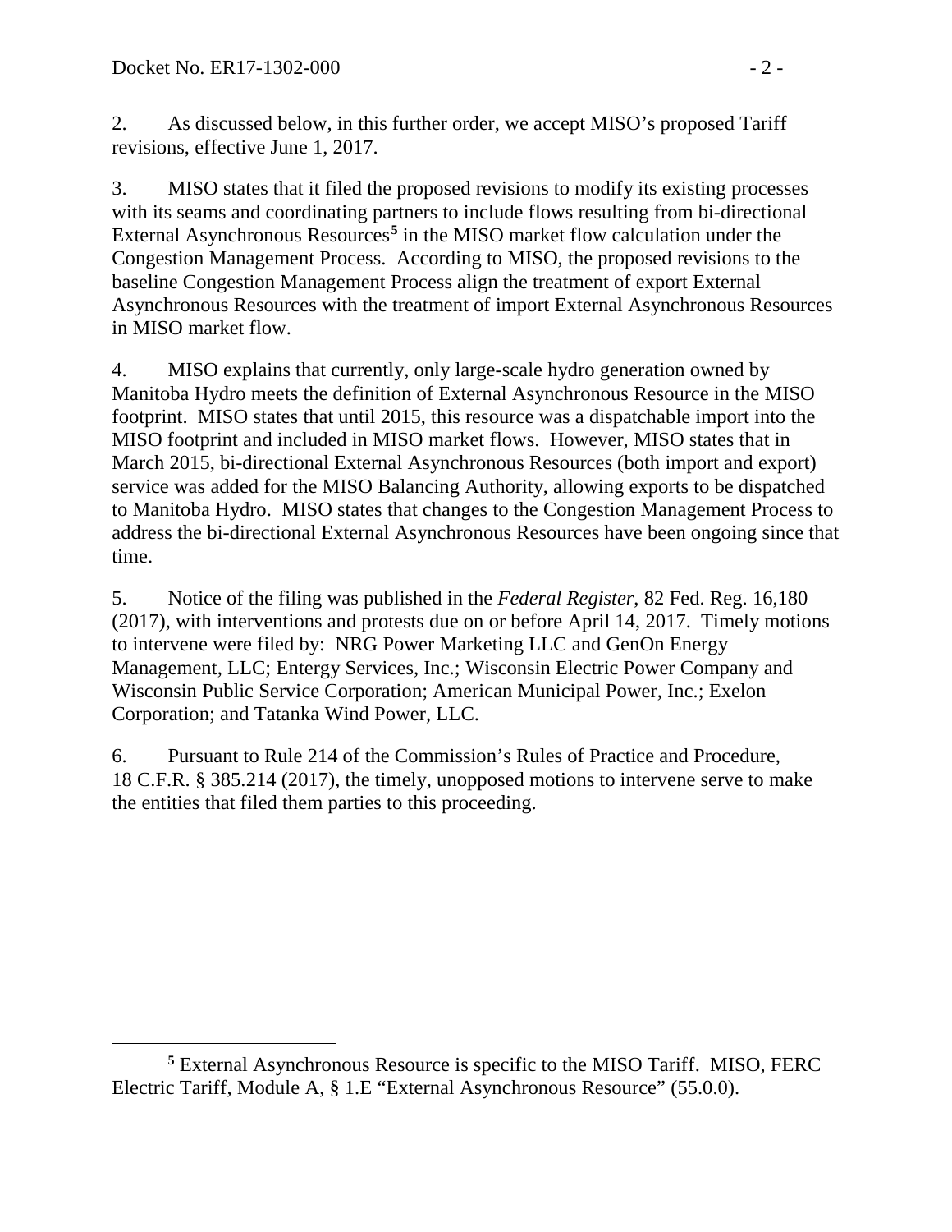2. As discussed below, in this further order, we accept MISO's proposed Tariff revisions, effective June 1, 2017.

3. MISO states that it filed the proposed revisions to modify its existing processes with its seams and coordinating partners to include flows resulting from bi-directional External Asynchronous Resources[5] in the MISO market flow calculation under the Congestion Management Process. According to MISO, the proposed revisions to the baseline Congestion Management Process align the treatment of export External Asynchronous Resources with the treatment of import External Asynchronous Resources in MISO market flow.

4. MISO explains that currently, only large-scale hydro generation owned by Manitoba Hydro meets the definition of External Asynchronous Resource in the MISO footprint. MISO states that until 2015, this resource was a dispatchable import into the MISO footprint and included in MISO market flows. However, MISO states that in March 2015, bi-directional External Asynchronous Resources (both import and export) service was added for the MISO Balancing Authority, allowing exports to be dispatched to Manitoba Hydro. MISO states that changes to the Congestion Management Process to address the bi-directional External Asynchronous Resources have been ongoing since that time.

5. Notice of the filing was published in the *Federal Register*, 82 Fed. Reg. 16,180 (2017), with interventions and protests due on or before April 14, 2017. Timely motions to intervene were filed by: NRG Power Marketing LLC and GenOn Energy Management, LLC; Entergy Services, Inc.; Wisconsin Electric Power Company and Wisconsin Public Service Corporation; American Municipal Power, Inc.; Exelon Corporation; and Tatanka Wind Power, LLC.

6. Pursuant to Rule 214 of the Commission's Rules of Practice and Procedure, 18 C.F.R. § 385.214 (2017), the timely, unopposed motions to intervene serve to make the entities that filed them parties to this proceeding.

---

[5] External Asynchronous Resource is specific to the MISO Tariff. MISO, FERC Electric Tariff, Module A, § 1.E "External Asynchronous Resource" (55.0.0).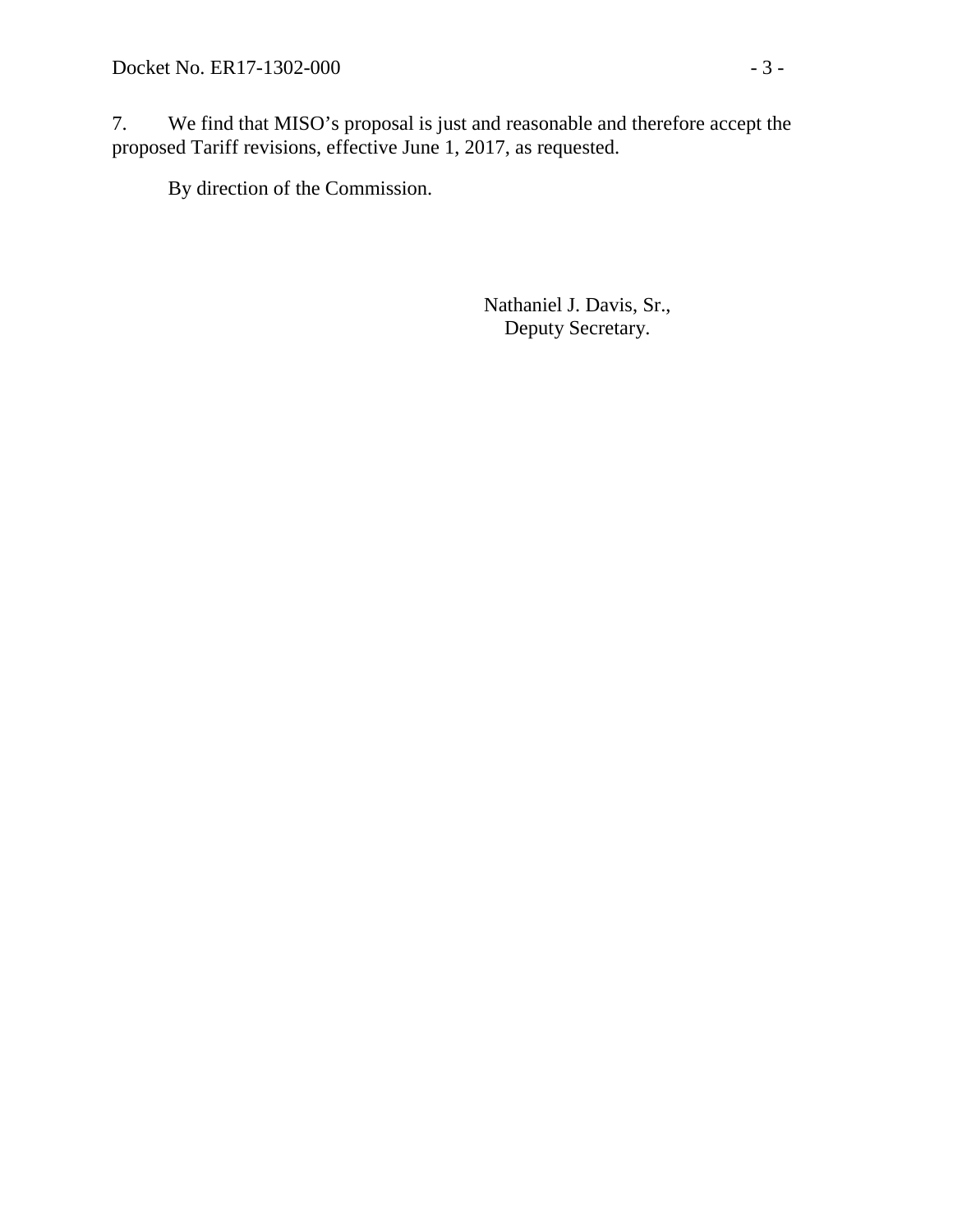7. We find that MISO's proposal is just and reasonable and therefore accept the proposed Tariff revisions, effective June 1, 2017, as requested.

By direction of the Commission.

Nathaniel J. Davis, Sr.,
Deputy Secretary.